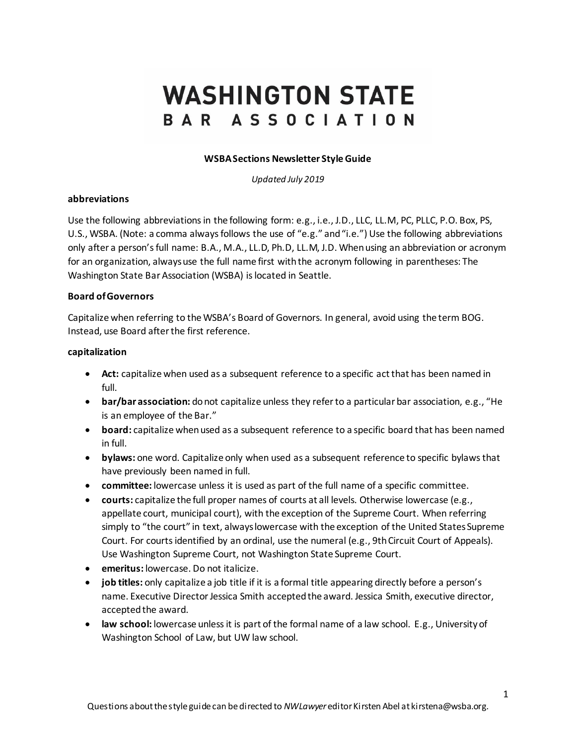# WASHINGTON STATE BAR ASSOCIATION

**WSBA Sections Newsletter Style Guide**

*Updated July 2019*

**abbreviations**

Use the following abbreviations in the following form: e.g., i.e., J.D., LLC, LL.M, PC, PLLC, P.O. Box, PS, U.S., WSBA. (Note: a comma always follows the use of "e.g." and "i.e.") Use the following abbreviations only after a person's full name: B.A., M.A., LL.D, Ph.D, LL.M, J.D. When using an abbreviation or acronym for an organization, always use the full name first with the acronym following in parentheses: The Washington State Bar Association (WSBA) is located in Seattle.

**Board of Governors**

Capitalize when referring to the WSBA's Board of Governors. In general, avoid using the term BOG. Instead, use Board after the first reference.

**capitalization**

- **Act:** capitalize when used as a subsequent reference to a specific act that has been named in full.
- **bar/bar association:** do not capitalize unless they refer to a particular bar association, e.g., "He is an employee of the Bar."
- **board:** capitalize when used as a subsequent reference to a specific board that has been named in full.
- **bylaws:** one word. Capitalize only when used as a subsequent reference to specific bylaws that have previously been named in full.
- **committee:** lowercase unless it is used as part of the full name of a specific committee.
- **courts:** capitalize the full proper names of courts at all levels. Otherwise lowercase (e.g., appellate court, municipal court), with the exception of the Supreme Court. When referring simply to "the court" in text, always lowercase with the exception of the United States Supreme Court. For courts identified by an ordinal, use the numeral (e.g., 9th Circuit Court of Appeals). Use Washington Supreme Court, not Washington State Supreme Court.
- **emeritus:** lowercase. Do not italicize.
- **job titles:** only capitalize a job title if it is a formal title appearing directly before a person's name. Executive Director Jessica Smith accepted the award. Jessica Smith, executive director, accepted the award.
- **law school:** lowercase unless it is part of the formal name of a law school. E.g., University of Washington School of Law, but UW law school.

Questions about the style guide can be directed to *NWLawyer* editor Kirsten Abel at kirstena@wsba.org.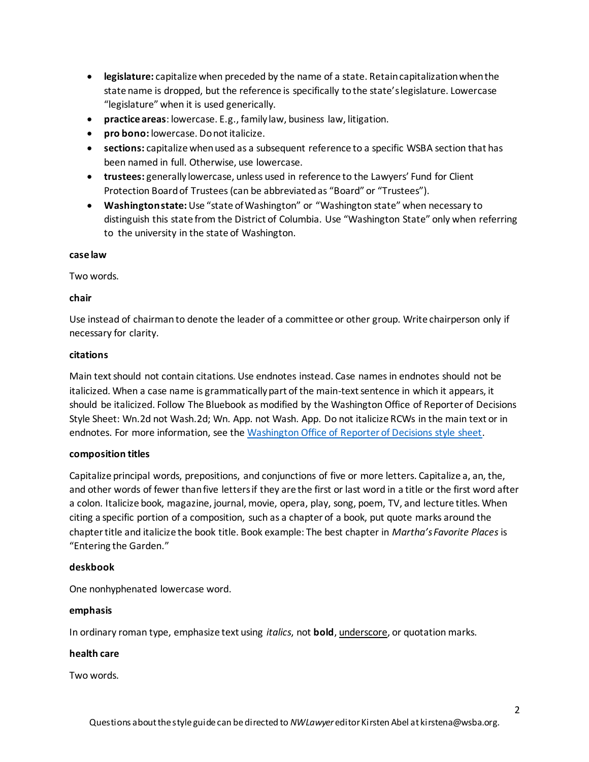- **legislature:** capitalize when preceded by the name of a state. Retain capitalization when the state name is dropped, but the reference is specifically to the state's legislature. Lowercase "legislature" when it is used generically.
- **practice areas**: lowercase. E.g., family law, business law, litigation.
- **pro bono:** lowercase. Do not italicize.
- **sections:** capitalize when used as a subsequent reference to a specific WSBA section that has been named in full. Otherwise, use lowercase.
- **trustees:** generally lowercase, unless used in reference to the Lawyers' Fund for Client Protection Board of Trustees (can be abbreviated as "Board" or "Trustees").
- **Washington state:** Use "state of Washington" or "Washington state" when necessary to distinguish this state from the District of Columbia. Use "Washington State" only when referring to the university in the state of Washington.

**case law**

Two words.

**chair**

Use instead of chairman to denote the leader of a committee or other group. Write chairperson only if necessary for clarity.

**citations**

Main text should not contain citations. Use endnotes instead. Case names in endnotes should not be italicized. When a case name is grammatically part of the main-text sentence in which it appears, it should be italicized. Follow The Bluebook as modified by the Washington Office of Reporter of Decisions Style Sheet: Wn.2d not Wash.2d; Wn. App. not Wash. App. Do not italicize RCWs in the main text or in endnotes. For more information, see the [Washington Office of Reporter of Decisions style sheet](#).

**composition titles**

Capitalize principal words, prepositions, and conjunctions of five or more letters. Capitalize a, an, the, and other words of fewer than five letters if they are the first or last word in a title or the first word after a colon. Italicize book, magazine, journal, movie, opera, play, song, poem, TV, and lecture titles. When citing a specific portion of a composition, such as a chapter of a book, put quote marks around the chapter title and italicize the book title. Book example: The best chapter in *Martha's Favorite Places* is "Entering the Garden."

**deskbook**

One nonhyphenated lowercase word.

**emphasis**

In ordinary roman type, emphasize text using *italics*, not **bold**, <u>underscore</u>, or quotation marks.

**health care**

Two words.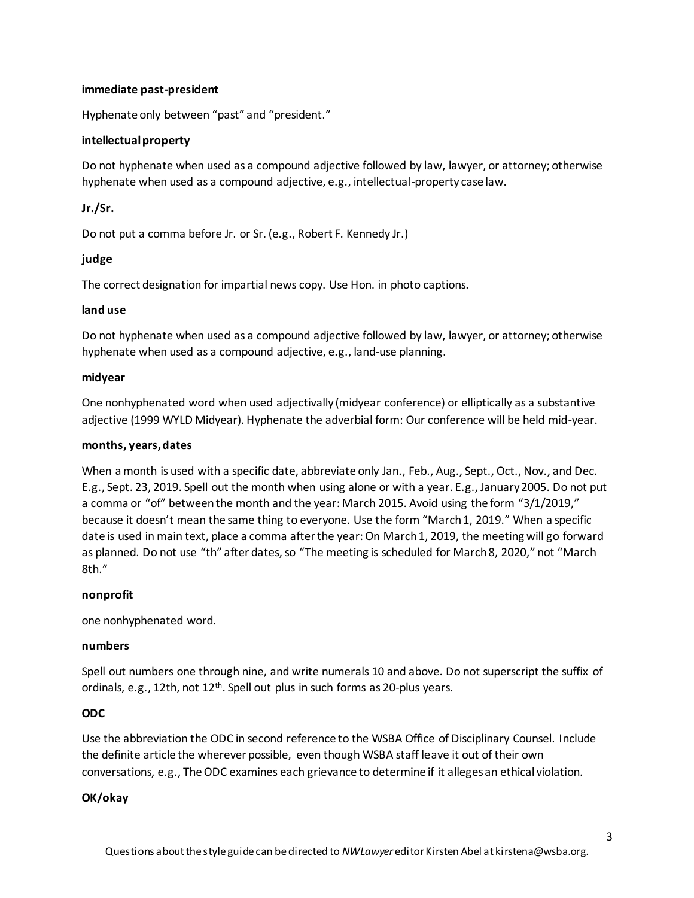**immediate past-president**

Hyphenate only between "past" and "president."

**intellectual property**

Do not hyphenate when used as a compound adjective followed by law, lawyer, or attorney; otherwise hyphenate when used as a compound adjective, e.g., intellectual-property case law.

**Jr./Sr.**

Do not put a comma before Jr. or Sr. (e.g., Robert F. Kennedy Jr.)

**judge**

The correct designation for impartial news copy. Use Hon. in photo captions.

**land use**

Do not hyphenate when used as a compound adjective followed by law, lawyer, or attorney; otherwise hyphenate when used as a compound adjective, e.g., land-use planning.

**midyear**

One nonhyphenated word when used adjectivally (midyear conference) or elliptically as a substantive adjective (1999 WYLD Midyear). Hyphenate the adverbial form: Our conference will be held mid-year.

**months, years, dates**

When a month is used with a specific date, abbreviate only Jan., Feb., Aug., Sept., Oct., Nov., and Dec. E.g., Sept. 23, 2019. Spell out the month when using alone or with a year. E.g., January 2005. Do not put a comma or "of" between the month and the year: March 2015. Avoid using the form "3/1/2019," because it doesn't mean the same thing to everyone. Use the form "March 1, 2019." When a specific date is used in main text, place a comma after the year: On March 1, 2019, the meeting will go forward as planned. Do not use "th" after dates, so "The meeting is scheduled for March 8, 2020," not "March 8th."

**nonprofit**

one nonhyphenated word.

**numbers**

Spell out numbers one through nine, and write numerals 10 and above. Do not superscript the suffix of ordinals, e.g., 12th, not 12th. Spell out plus in such forms as 20-plus years.

**ODC**

Use the abbreviation the ODC in second reference to the WSBA Office of Disciplinary Counsel. Include the definite article the wherever possible, even though WSBA staff leave it out of their own conversations, e.g., The ODC examines each grievance to determine if it alleges an ethical violation.

**OK/okay**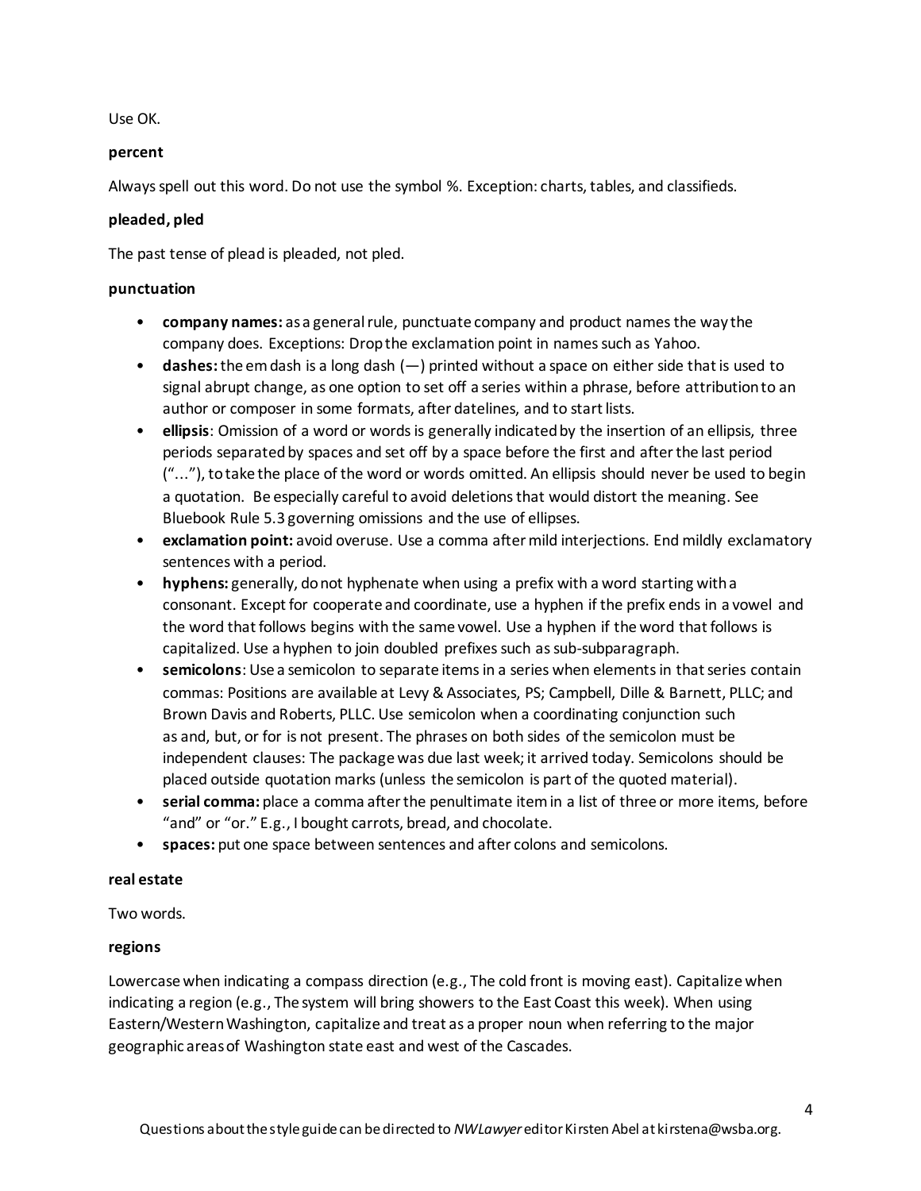Use OK.

**percent**

Always spell out this word. Do not use the symbol %. Exception: charts, tables, and classifieds.

**pleaded, pled**

The past tense of plead is pleaded, not pled.

**punctuation**

- **company names:** as a general rule, punctuate company and product names the way the company does. Exceptions: Drop the exclamation point in names such as Yahoo.
- **dashes:** the em dash is a long dash (—) printed without a space on either side that is used to signal abrupt change, as one option to set off a series within a phrase, before attribution to an author or composer in some formats, after datelines, and to start lists.
- **ellipsis**: Omission of a word or words is generally indicated by the insertion of an ellipsis, three periods separated by spaces and set off by a space before the first and after the last period ("…"), to take the place of the word or words omitted. An ellipsis should never be used to begin a quotation. Be especially careful to avoid deletions that would distort the meaning. See Bluebook Rule 5.3 governing omissions and the use of ellipses.
- **exclamation point:** avoid overuse. Use a comma after mild interjections. End mildly exclamatory sentences with a period.
- **hyphens:** generally, do not hyphenate when using a prefix with a word starting with a consonant. Except for cooperate and coordinate, use a hyphen if the prefix ends in a vowel and the word that follows begins with the same vowel. Use a hyphen if the word that follows is capitalized. Use a hyphen to join doubled prefixes such as sub-subparagraph.
- **semicolons**: Use a semicolon to separate items in a series when elements in that series contain commas: Positions are available at Levy & Associates, PS; Campbell, Dille & Barnett, PLLC; and Brown Davis and Roberts, PLLC. Use semicolon when a coordinating conjunction such as and, but, or for is not present. The phrases on both sides of the semicolon must be independent clauses: The package was due last week; it arrived today. Semicolons should be placed outside quotation marks (unless the semicolon is part of the quoted material).
- **serial comma:** place a comma after the penultimate item in a list of three or more items, before "and" or "or." E.g., I bought carrots, bread, and chocolate.
- **spaces:** put one space between sentences and after colons and semicolons.

**real estate**

Two words.

**regions**

Lowercase when indicating a compass direction (e.g., The cold front is moving east). Capitalize when indicating a region (e.g., The system will bring showers to the East Coast this week). When using Eastern/Western Washington, capitalize and treat as a proper noun when referring to the major geographic areas of Washington state east and west of the Cascades.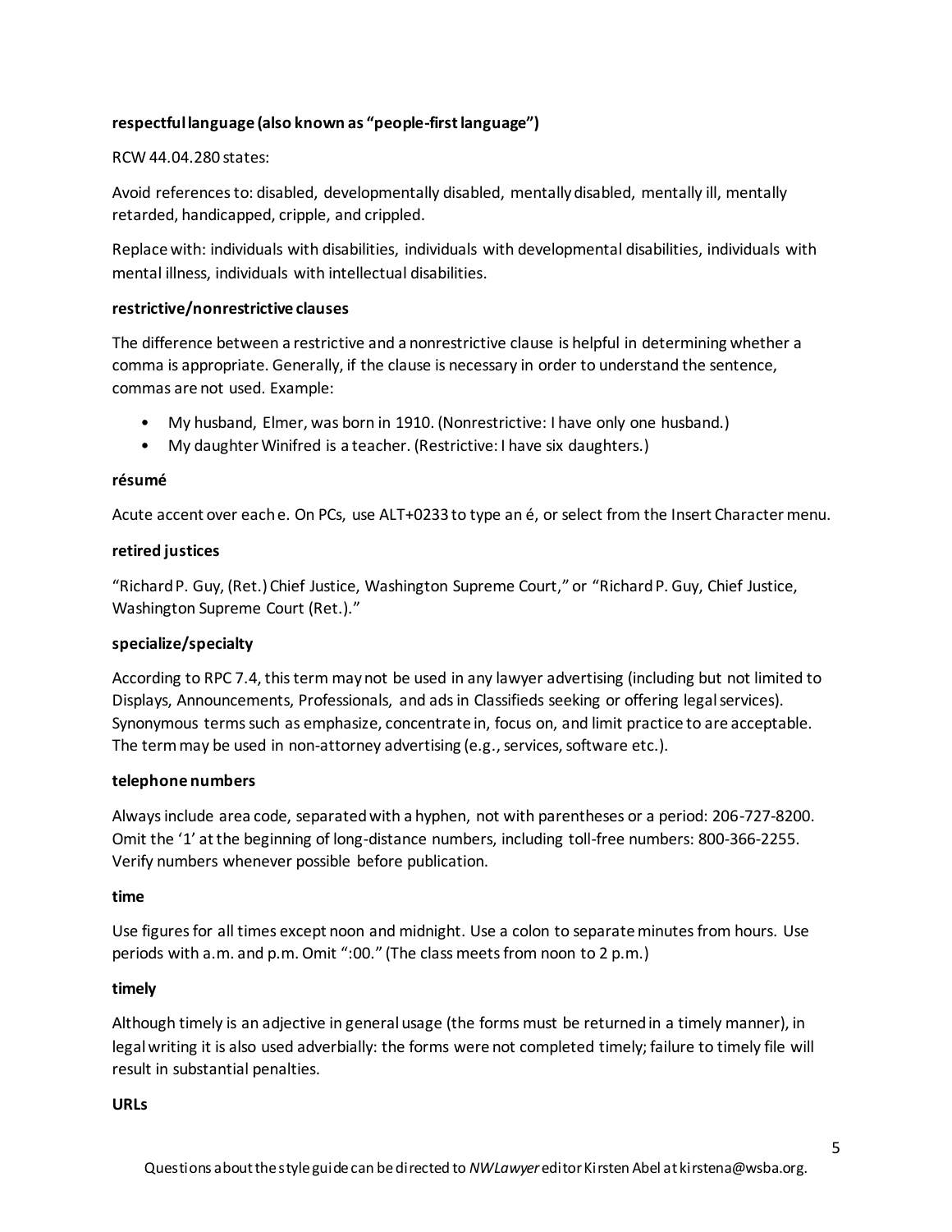**respectful language (also known as "people-first language")**

RCW 44.04.280 states:

Avoid references to: disabled, developmentally disabled, mentally disabled, mentally ill, mentally retarded, handicapped, cripple, and crippled.

Replace with: individuals with disabilities, individuals with developmental disabilities, individuals with mental illness, individuals with intellectual disabilities.

**restrictive/nonrestrictive clauses**

The difference between a restrictive and a nonrestrictive clause is helpful in determining whether a comma is appropriate. Generally, if the clause is necessary in order to understand the sentence, commas are not used. Example:

- My husband, Elmer, was born in 1910. (Nonrestrictive: I have only one husband.)
- My daughter Winifred is a teacher. (Restrictive: I have six daughters.)

**résumé**

Acute accent over each e. On PCs, use ALT+0233 to type an é, or select from the Insert Character menu.

**retired justices**

"Richard P. Guy, (Ret.) Chief Justice, Washington Supreme Court," or "Richard P. Guy, Chief Justice, Washington Supreme Court (Ret.)."

**specialize/specialty**

According to RPC 7.4, this term may not be used in any lawyer advertising (including but not limited to Displays, Announcements, Professionals, and ads in Classifieds seeking or offering legal services). Synonymous terms such as emphasize, concentrate in, focus on, and limit practice to are acceptable. The term may be used in non-attorney advertising (e.g., services, software etc.).

**telephone numbers**

Always include area code, separated with a hyphen, not with parentheses or a period: 206-727-8200. Omit the '1' at the beginning of long-distance numbers, including toll-free numbers: 800-366-2255. Verify numbers whenever possible before publication.

**time**

Use figures for all times except noon and midnight. Use a colon to separate minutes from hours. Use periods with a.m. and p.m. Omit ":00." (The class meets from noon to 2 p.m.)

**timely**

Although timely is an adjective in general usage (the forms must be returned in a timely manner), in legal writing it is also used adverbially: the forms were not completed timely; failure to timely file will result in substantial penalties.

**URLs**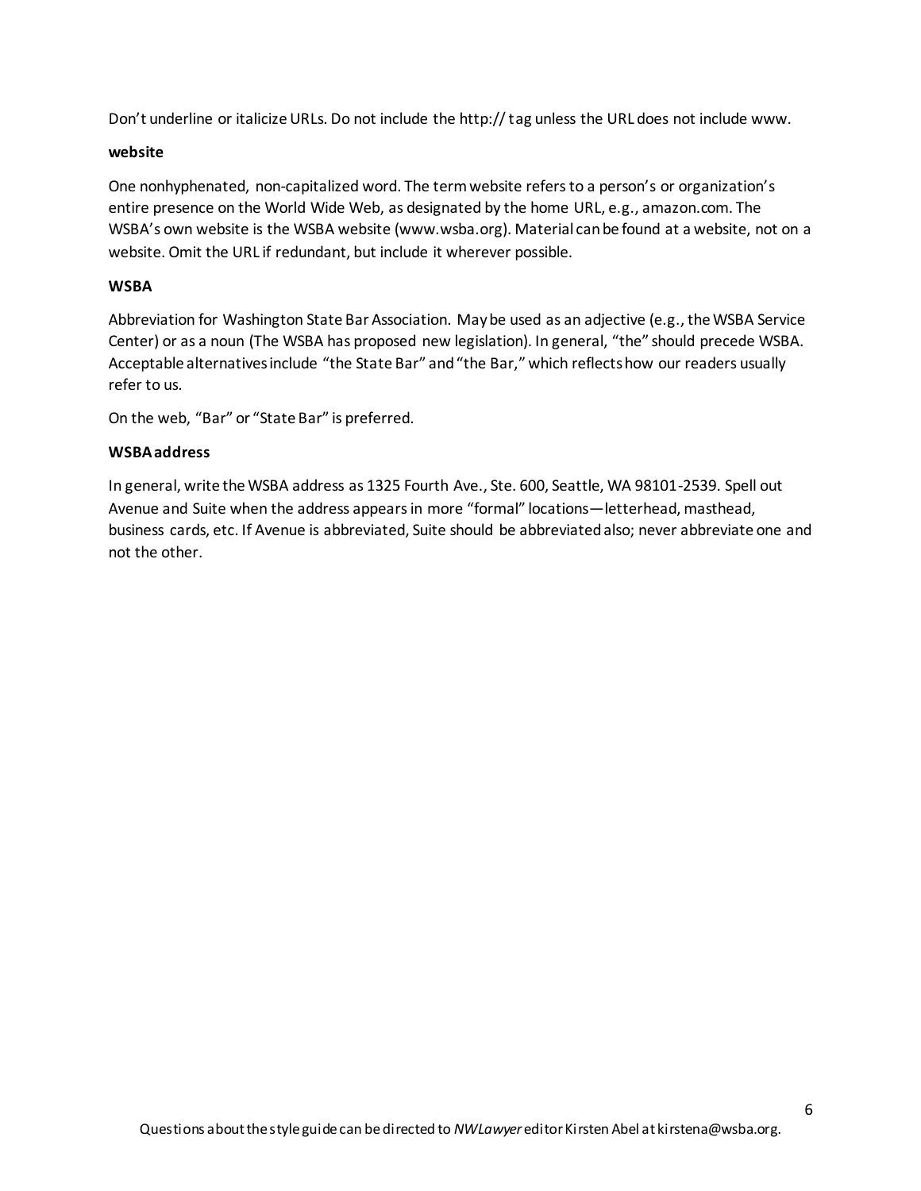Don't underline or italicize URLs. Do not include the http:// tag unless the URL does not include www.

**website**

One nonhyphenated, non-capitalized word. The term website refers to a person's or organization's entire presence on the World Wide Web, as designated by the home URL, e.g., amazon.com. The WSBA's own website is the WSBA website (www.wsba.org). Material can be found at a website, not on a website. Omit the URL if redundant, but include it wherever possible.

**WSBA**

Abbreviation for Washington State Bar Association. May be used as an adjective (e.g., the WSBA Service Center) or as a noun (The WSBA has proposed new legislation). In general, "the" should precede WSBA. Acceptable alternatives include "the State Bar" and "the Bar," which reflects how our readers usually refer to us.

On the web, "Bar" or "State Bar" is preferred.

**WSBA address**

In general, write the WSBA address as 1325 Fourth Ave., Ste. 600, Seattle, WA 98101-2539. Spell out Avenue and Suite when the address appears in more "formal" locations—letterhead, masthead, business cards, etc. If Avenue is abbreviated, Suite should be abbreviated also; never abbreviate one and not the other.

Questions about the style guide can be directed to *NWLawyer* editor Kirsten Abel at kirstena@wsba.org.